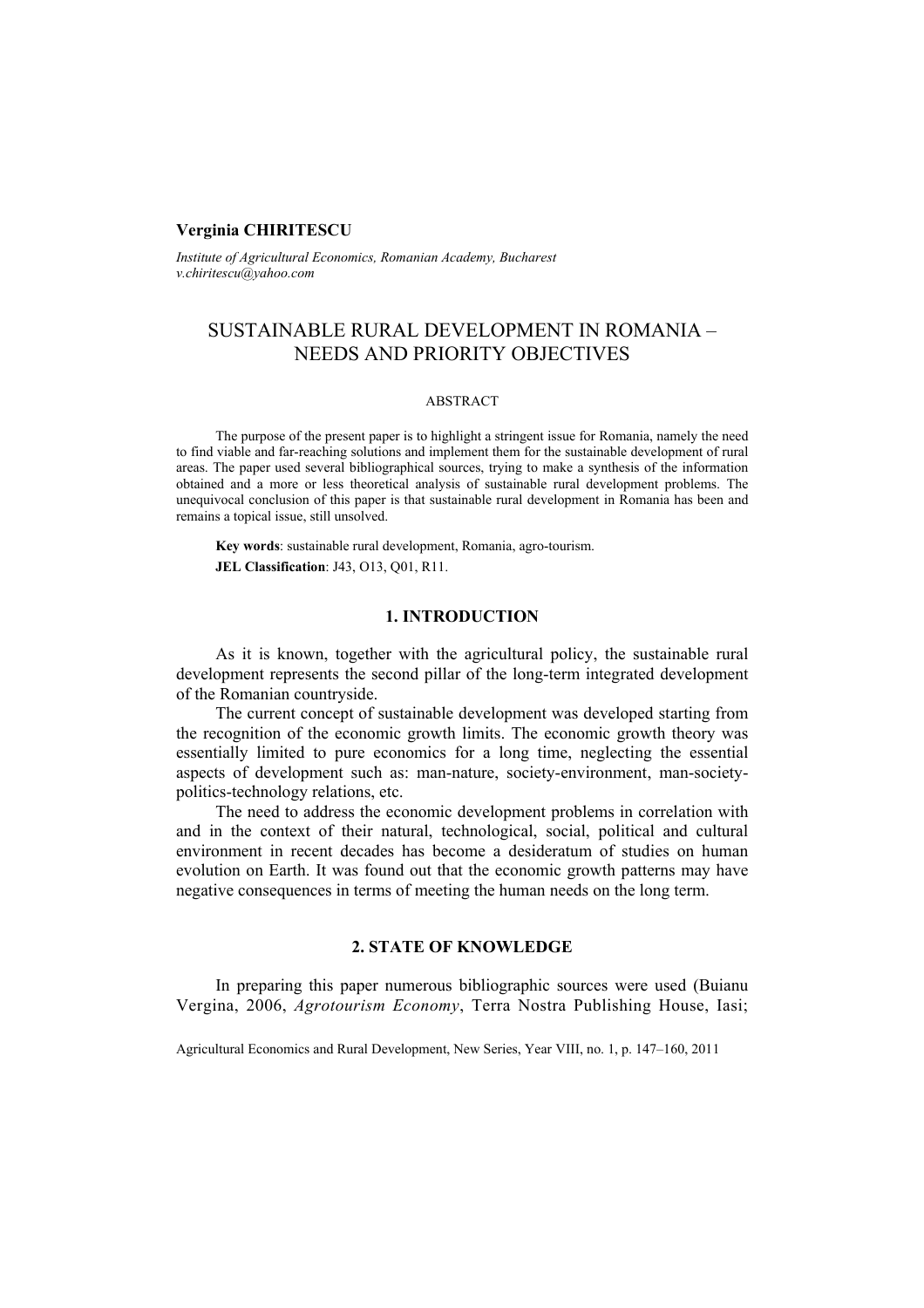**Verginia CHIRITESCU**

*Institute of Agricultural Economics, Romanian Academy, Bucharest*
*v.chiritescu@yahoo.com*

# SUSTAINABLE RURAL DEVELOPMENT IN ROMANIA – NEEDS AND PRIORITY OBJECTIVES

ABSTRACT

The purpose of the present paper is to highlight a stringent issue for Romania, namely the need to find viable and far-reaching solutions and implement them for the sustainable development of rural areas. The paper used several bibliographical sources, trying to make a synthesis of the information obtained and a more or less theoretical analysis of sustainable rural development problems. The unequivocal conclusion of this paper is that sustainable rural development in Romania has been and remains a topical issue, still unsolved.

**Key words**: sustainable rural development, Romania, agro-tourism.

**JEL Classification**: J43, O13, Q01, R11.

## 1. INTRODUCTION

As it is known, together with the agricultural policy, the sustainable rural development represents the second pillar of the long-term integrated development of the Romanian countryside.

The current concept of sustainable development was developed starting from the recognition of the economic growth limits. The economic growth theory was essentially limited to pure economics for a long time, neglecting the essential aspects of development such as: man-nature, society-environment, man-society-politics-technology relations, etc.

The need to address the economic development problems in correlation with and in the context of their natural, technological, social, political and cultural environment in recent decades has become a desideratum of studies on human evolution on Earth. It was found out that the economic growth patterns may have negative consequences in terms of meeting the human needs on the long term.

## 2. STATE OF KNOWLEDGE

In preparing this paper numerous bibliographic sources were used (Buianu Vergina, 2006, *Agrotourism Economy*, Terra Nostra Publishing House, Iasi;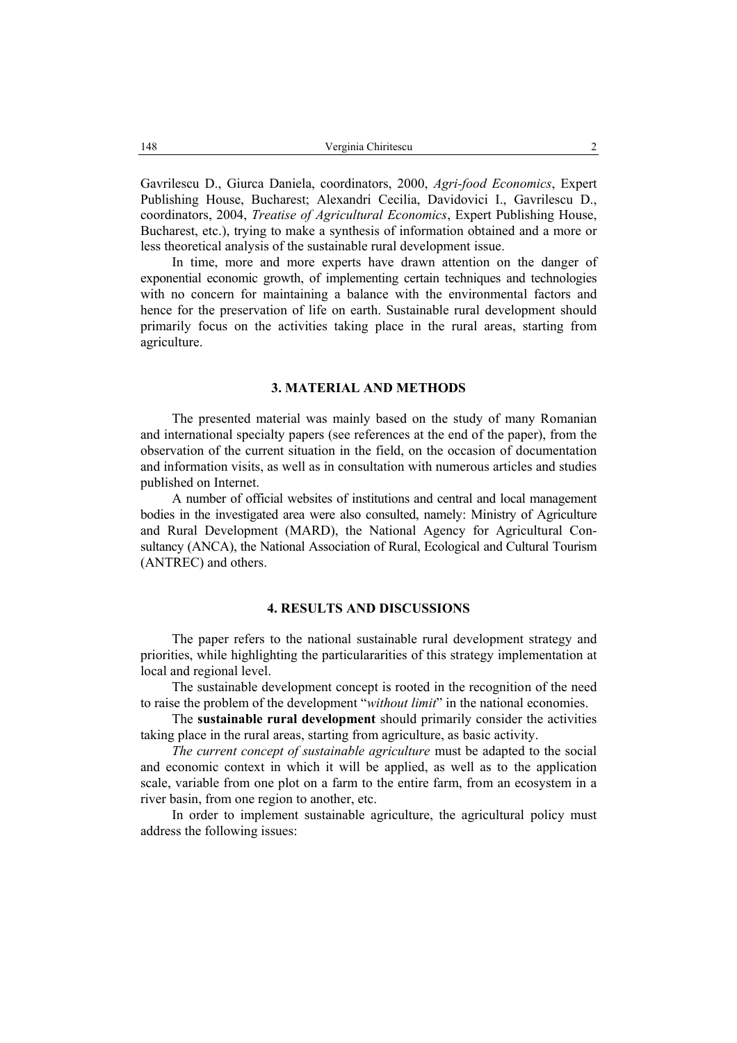Gavrilescu D., Giurca Daniela, coordinators, 2000, *Agri-food Economics*, Expert Publishing House, Bucharest; Alexandri Cecilia, Davidovici I., Gavrilescu D., coordinators, 2004, *Treatise of Agricultural Economics*, Expert Publishing House, Bucharest, etc.), trying to make a synthesis of information obtained and a more or less theoretical analysis of the sustainable rural development issue.

In time, more and more experts have drawn attention on the danger of exponential economic growth, of implementing certain techniques and technologies with no concern for maintaining a balance with the environmental factors and hence for the preservation of life on earth. Sustainable rural development should primarily focus on the activities taking place in the rural areas, starting from agriculture.

## 3. MATERIAL AND METHODS

The presented material was mainly based on the study of many Romanian and international specialty papers (see references at the end of the paper), from the observation of the current situation in the field, on the occasion of documentation and information visits, as well as in consultation with numerous articles and studies published on Internet.

A number of official websites of institutions and central and local management bodies in the investigated area were also consulted, namely: Ministry of Agriculture and Rural Development (MARD), the National Agency for Agricultural Consultancy (ANCA), the National Association of Rural, Ecological and Cultural Tourism (ANTREC) and others.

## 4. RESULTS AND DISCUSSIONS

The paper refers to the national sustainable rural development strategy and priorities, while highlighting the particulararities of this strategy implementation at local and regional level.

The sustainable development concept is rooted in the recognition of the need to raise the problem of the development "*without limit*" in the national economies.

The **sustainable rural development** should primarily consider the activities taking place in the rural areas, starting from agriculture, as basic activity.

*The current concept of sustainable agriculture* must be adapted to the social and economic context in which it will be applied, as well as to the application scale, variable from one plot on a farm to the entire farm, from an ecosystem in a river basin, from one region to another, etc.

In order to implement sustainable agriculture, the agricultural policy must address the following issues: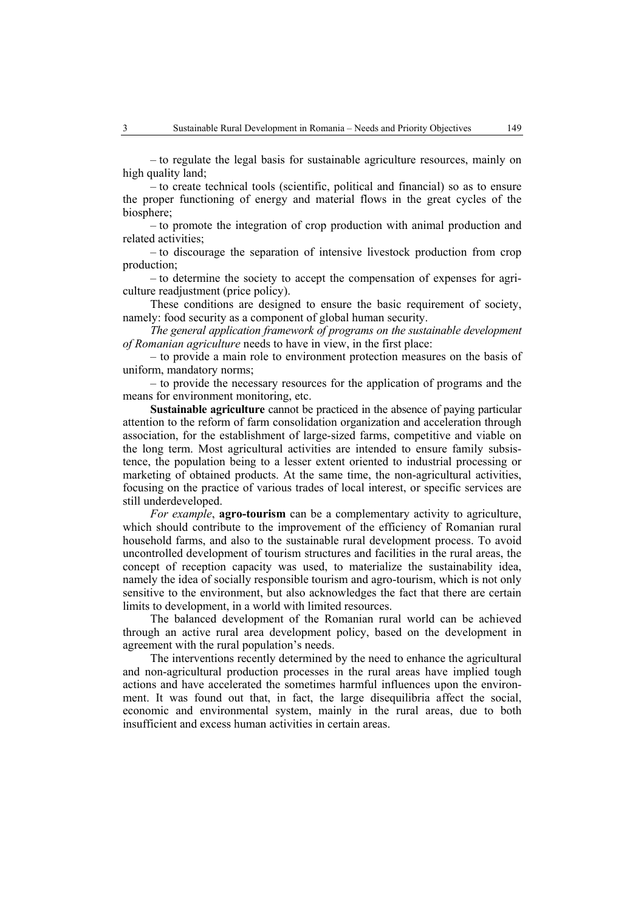– to regulate the legal basis for sustainable agriculture resources, mainly on high quality land;

– to create technical tools (scientific, political and financial) so as to ensure the proper functioning of energy and material flows in the great cycles of the biosphere;

– to promote the integration of crop production with animal production and related activities;

– to discourage the separation of intensive livestock production from crop production;

– to determine the society to accept the compensation of expenses for agriculture readjustment (price policy).

These conditions are designed to ensure the basic requirement of society, namely: food security as a component of global human security.

*The general application framework of programs on the sustainable development of Romanian agriculture* needs to have in view, in the first place:

– to provide a main role to environment protection measures on the basis of uniform, mandatory norms;

– to provide the necessary resources for the application of programs and the means for environment monitoring, etc.

**Sustainable agriculture** cannot be practiced in the absence of paying particular attention to the reform of farm consolidation organization and acceleration through association, for the establishment of large-sized farms, competitive and viable on the long term. Most agricultural activities are intended to ensure family subsistence, the population being to a lesser extent oriented to industrial processing or marketing of obtained products. At the same time, the non-agricultural activities, focusing on the practice of various trades of local interest, or specific services are still underdeveloped.

*For example*, **agro-tourism** can be a complementary activity to agriculture, which should contribute to the improvement of the efficiency of Romanian rural household farms, and also to the sustainable rural development process. To avoid uncontrolled development of tourism structures and facilities in the rural areas, the concept of reception capacity was used, to materialize the sustainability idea, namely the idea of socially responsible tourism and agro-tourism, which is not only sensitive to the environment, but also acknowledges the fact that there are certain limits to development, in a world with limited resources.

The balanced development of the Romanian rural world can be achieved through an active rural area development policy, based on the development in agreement with the rural population's needs.

The interventions recently determined by the need to enhance the agricultural and non-agricultural production processes in the rural areas have implied tough actions and have accelerated the sometimes harmful influences upon the environment. It was found out that, in fact, the large disequilibria affect the social, economic and environmental system, mainly in the rural areas, due to both insufficient and excess human activities in certain areas.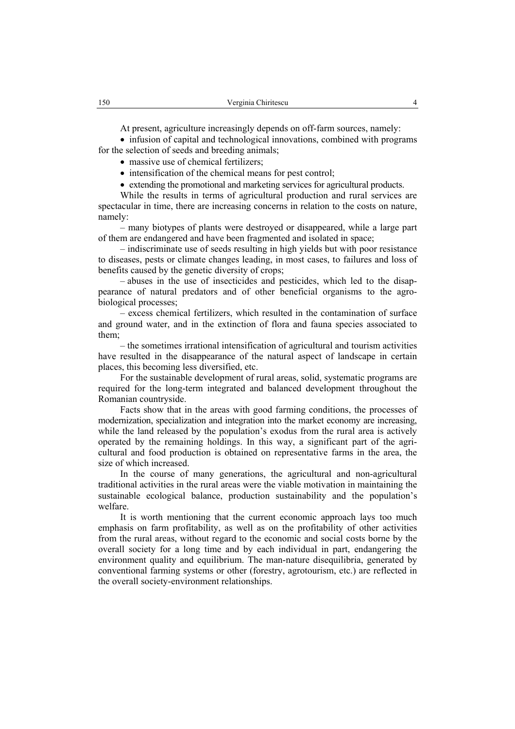At present, agriculture increasingly depends on off-farm sources, namely:

- infusion of capital and technological innovations, combined with programs for the selection of seeds and breeding animals;
- massive use of chemical fertilizers;
- intensification of the chemical means for pest control;
- extending the promotional and marketing services for agricultural products.

While the results in terms of agricultural production and rural services are spectacular in time, there are increasing concerns in relation to the costs on nature, namely:

– many biotypes of plants were destroyed or disappeared, while a large part of them are endangered and have been fragmented and isolated in space;

– indiscriminate use of seeds resulting in high yields but with poor resistance to diseases, pests or climate changes leading, in most cases, to failures and loss of benefits caused by the genetic diversity of crops;

– abuses in the use of insecticides and pesticides, which led to the disappearance of natural predators and of other beneficial organisms to the agro-biological processes;

– excess chemical fertilizers, which resulted in the contamination of surface and ground water, and in the extinction of flora and fauna species associated to them;

– the sometimes irrational intensification of agricultural and tourism activities have resulted in the disappearance of the natural aspect of landscape in certain places, this becoming less diversified, etc.

For the sustainable development of rural areas, solid, systematic programs are required for the long-term integrated and balanced development throughout the Romanian countryside.

Facts show that in the areas with good farming conditions, the processes of modernization, specialization and integration into the market economy are increasing, while the land released by the population's exodus from the rural area is actively operated by the remaining holdings. In this way, a significant part of the agricultural and food production is obtained on representative farms in the area, the size of which increased.

In the course of many generations, the agricultural and non-agricultural traditional activities in the rural areas were the viable motivation in maintaining the sustainable ecological balance, production sustainability and the population's welfare.

It is worth mentioning that the current economic approach lays too much emphasis on farm profitability, as well as on the profitability of other activities from the rural areas, without regard to the economic and social costs borne by the overall society for a long time and by each individual in part, endangering the environment quality and equilibrium. The man-nature disequilibria, generated by conventional farming systems or other (forestry, agrotourism, etc.) are reflected in the overall society-environment relationships.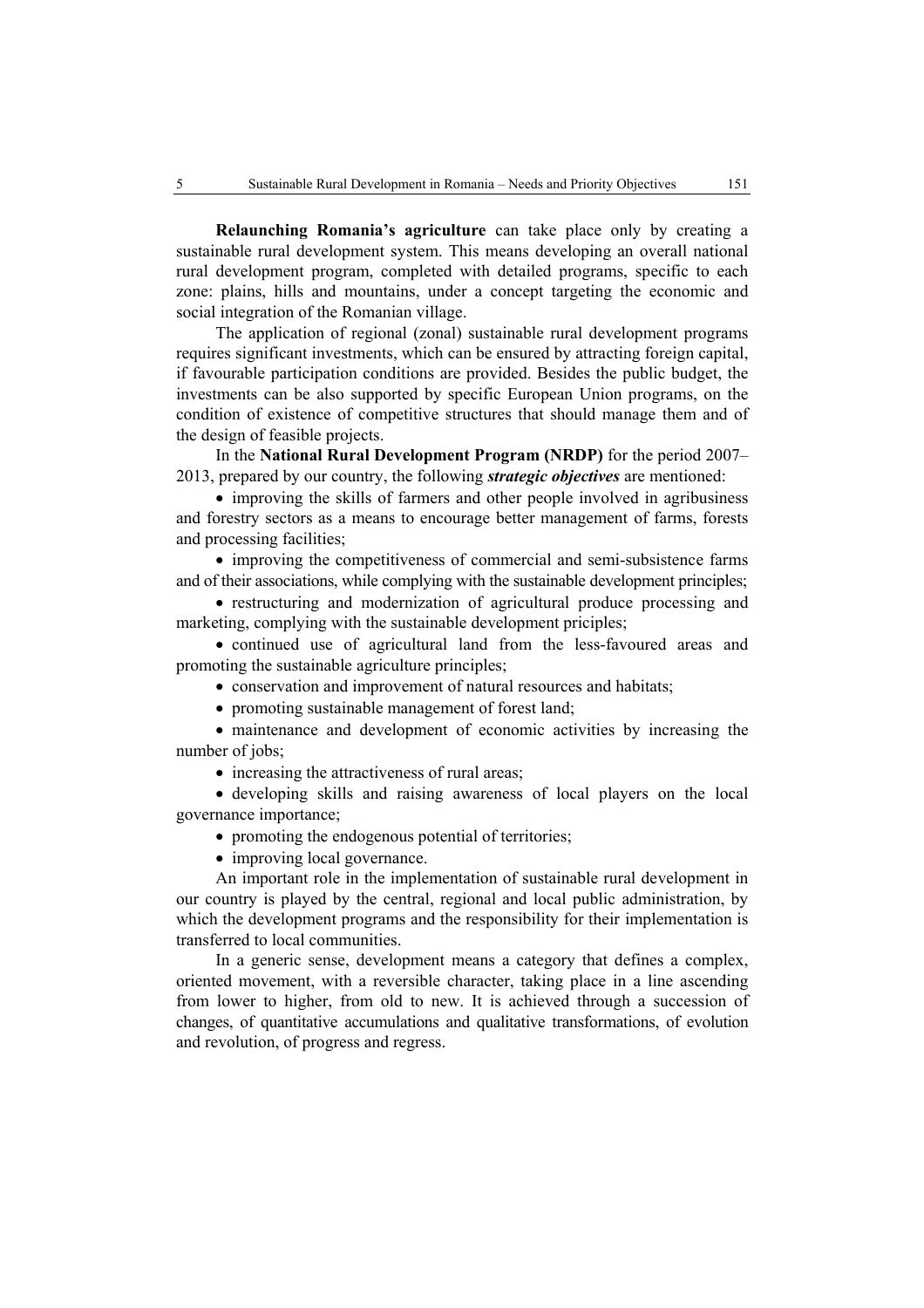**Relaunching Romania's agriculture** can take place only by creating a sustainable rural development system. This means developing an overall national rural development program, completed with detailed programs, specific to each zone: plains, hills and mountains, under a concept targeting the economic and social integration of the Romanian village.

The application of regional (zonal) sustainable rural development programs requires significant investments, which can be ensured by attracting foreign capital, if favourable participation conditions are provided. Besides the public budget, the investments can be also supported by specific European Union programs, on the condition of existence of competitive structures that should manage them and of the design of feasible projects.

In the **National Rural Development Program (NRDP)** for the period 2007–2013, prepared by our country, the following ***strategic objectives*** are mentioned:

- improving the skills of farmers and other people involved in agribusiness and forestry sectors as a means to encourage better management of farms, forests and processing facilities;
- improving the competitiveness of commercial and semi-subsistence farms and of their associations, while complying with the sustainable development principles;
- restructuring and modernization of agricultural produce processing and marketing, complying with the sustainable development priciples;
- continued use of agricultural land from the less-favoured areas and promoting the sustainable agriculture principles;
- conservation and improvement of natural resources and habitats;
- promoting sustainable management of forest land;
- maintenance and development of economic activities by increasing the number of jobs;
- increasing the attractiveness of rural areas;
- developing skills and raising awareness of local players on the local governance importance;
- promoting the endogenous potential of territories;
- improving local governance.

An important role in the implementation of sustainable rural development in our country is played by the central, regional and local public administration, by which the development programs and the responsibility for their implementation is transferred to local communities.

In a generic sense, development means a category that defines a complex, oriented movement, with a reversible character, taking place in a line ascending from lower to higher, from old to new. It is achieved through a succession of changes, of quantitative accumulations and qualitative transformations, of evolution and revolution, of progress and regress.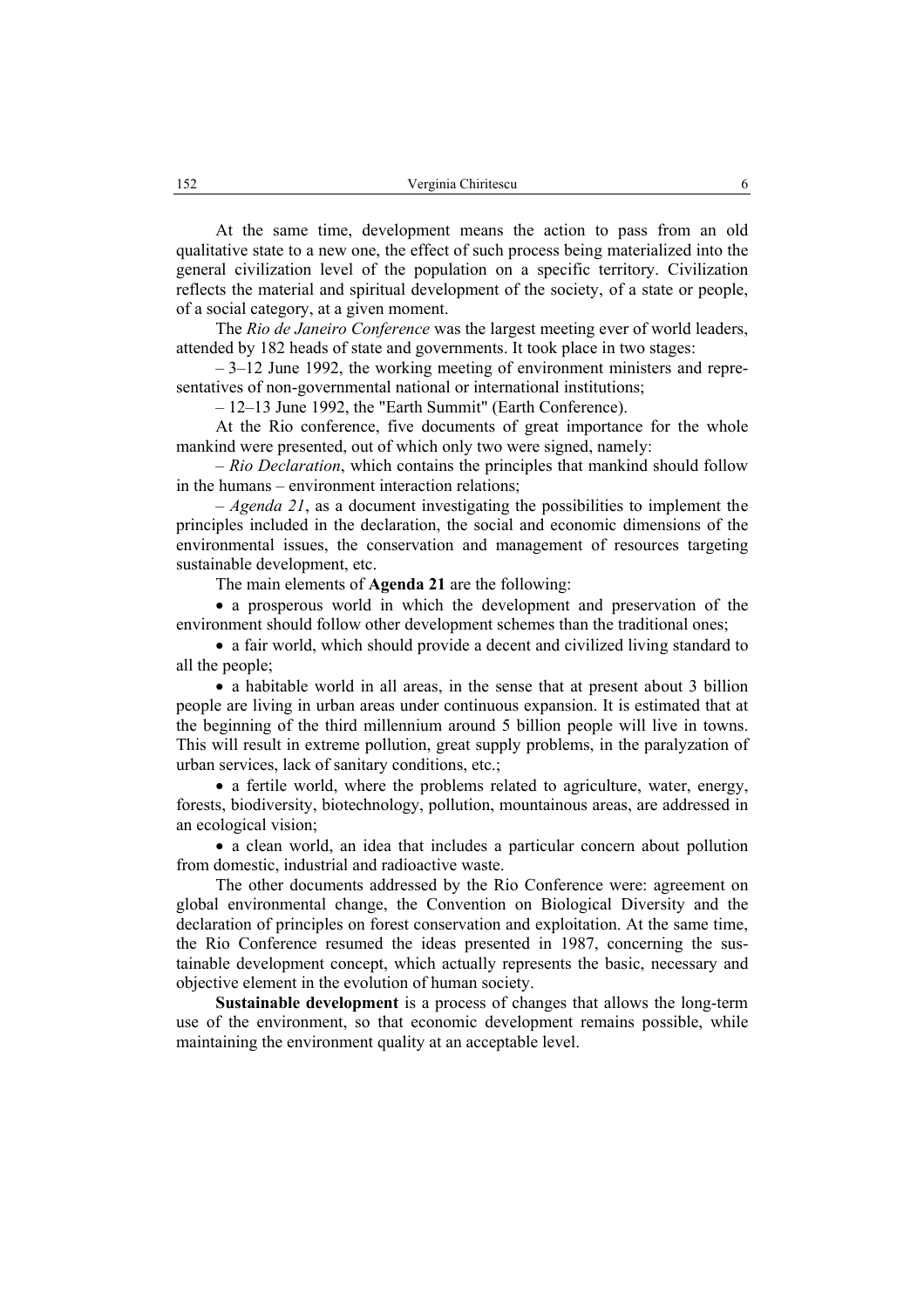At the same time, development means the action to pass from an old qualitative state to a new one, the effect of such process being materialized into the general civilization level of the population on a specific territory. Civilization reflects the material and spiritual development of the society, of a state or people, of a social category, at a given moment.

The *Rio de Janeiro Conference* was the largest meeting ever of world leaders, attended by 182 heads of state and governments. It took place in two stages:

– 3–12 June 1992, the working meeting of environment ministers and representatives of non-governmental national or international institutions;

– 12–13 June 1992, the "Earth Summit" (Earth Conference).

At the Rio conference, five documents of great importance for the whole mankind were presented, out of which only two were signed, namely:

– *Rio Declaration*, which contains the principles that mankind should follow in the humans – environment interaction relations;

– *Agenda 21*, as a document investigating the possibilities to implement the principles included in the declaration, the social and economic dimensions of the environmental issues, the conservation and management of resources targeting sustainable development, etc.

The main elements of **Agenda 21** are the following:

- a prosperous world in which the development and preservation of the environment should follow other development schemes than the traditional ones;
- a fair world, which should provide a decent and civilized living standard to all the people;
- a habitable world in all areas, in the sense that at present about 3 billion people are living in urban areas under continuous expansion. It is estimated that at the beginning of the third millennium around 5 billion people will live in towns. This will result in extreme pollution, great supply problems, in the paralyzation of urban services, lack of sanitary conditions, etc.;
- a fertile world, where the problems related to agriculture, water, energy, forests, biodiversity, biotechnology, pollution, mountainous areas, are addressed in an ecological vision;
- a clean world, an idea that includes a particular concern about pollution from domestic, industrial and radioactive waste.

The other documents addressed by the Rio Conference were: agreement on global environmental change, the Convention on Biological Diversity and the declaration of principles on forest conservation and exploitation. At the same time, the Rio Conference resumed the ideas presented in 1987, concerning the sustainable development concept, which actually represents the basic, necessary and objective element in the evolution of human society.

**Sustainable development** is a process of changes that allows the long-term use of the environment, so that economic development remains possible, while maintaining the environment quality at an acceptable level.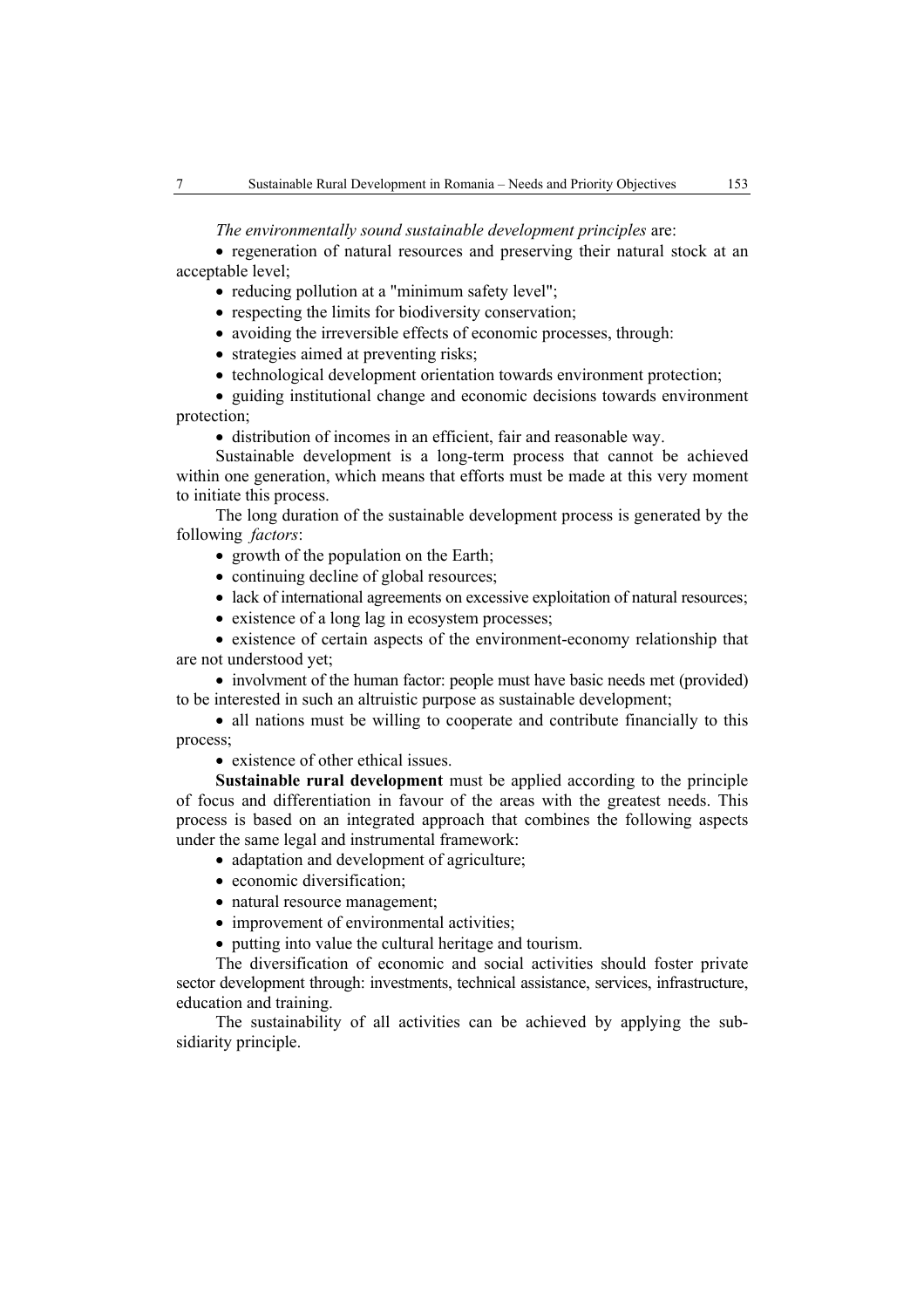*The environmentally sound sustainable development principles* are:

- regeneration of natural resources and preserving their natural stock at an acceptable level;
- reducing pollution at a "minimum safety level";
- respecting the limits for biodiversity conservation;
- avoiding the irreversible effects of economic processes, through:
- strategies aimed at preventing risks;
- technological development orientation towards environment protection;
- guiding institutional change and economic decisions towards environment protection;
- distribution of incomes in an efficient, fair and reasonable way.

Sustainable development is a long-term process that cannot be achieved within one generation, which means that efforts must be made at this very moment to initiate this process.

The long duration of the sustainable development process is generated by the following *factors*:

- growth of the population on the Earth;
- continuing decline of global resources;
- lack of international agreements on excessive exploitation of natural resources;
- existence of a long lag in ecosystem processes;
- existence of certain aspects of the environment-economy relationship that are not understood yet;
- involvment of the human factor: people must have basic needs met (provided) to be interested in such an altruistic purpose as sustainable development;
- all nations must be willing to cooperate and contribute financially to this process;
- existence of other ethical issues.

**Sustainable rural development** must be applied according to the principle of focus and differentiation in favour of the areas with the greatest needs. This process is based on an integrated approach that combines the following aspects under the same legal and instrumental framework:

- adaptation and development of agriculture;
- economic diversification;
- natural resource management;
- improvement of environmental activities;
- putting into value the cultural heritage and tourism.

The diversification of economic and social activities should foster private sector development through: investments, technical assistance, services, infrastructure, education and training.

The sustainability of all activities can be achieved by applying the sub-sidiarity principle.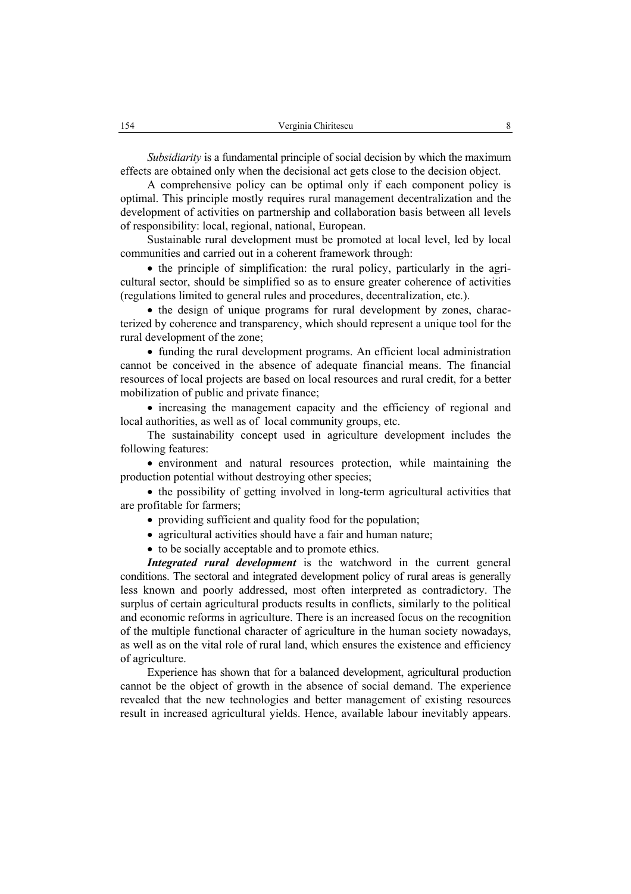*Subsidiarity* is a fundamental principle of social decision by which the maximum effects are obtained only when the decisional act gets close to the decision object.

A comprehensive policy can be optimal only if each component policy is optimal. This principle mostly requires rural management decentralization and the development of activities on partnership and collaboration basis between all levels of responsibility: local, regional, national, European.

Sustainable rural development must be promoted at local level, led by local communities and carried out in a coherent framework through:

- the principle of simplification: the rural policy, particularly in the agricultural sector, should be simplified so as to ensure greater coherence of activities (regulations limited to general rules and procedures, decentralization, etc.).
- the design of unique programs for rural development by zones, characterized by coherence and transparency, which should represent a unique tool for the rural development of the zone;
- funding the rural development programs. An efficient local administration cannot be conceived in the absence of adequate financial means. The financial resources of local projects are based on local resources and rural credit, for a better mobilization of public and private finance;
- increasing the management capacity and the efficiency of regional and local authorities, as well as of local community groups, etc.

The sustainability concept used in agriculture development includes the following features:

- environment and natural resources protection, while maintaining the production potential without destroying other species;
- the possibility of getting involved in long-term agricultural activities that are profitable for farmers;
- providing sufficient and quality food for the population;
- agricultural activities should have a fair and human nature;
- to be socially acceptable and to promote ethics.

***Integrated rural development*** is the watchword in the current general conditions. The sectoral and integrated development policy of rural areas is generally less known and poorly addressed, most often interpreted as contradictory. The surplus of certain agricultural products results in conflicts, similarly to the political and economic reforms in agriculture. There is an increased focus on the recognition of the multiple functional character of agriculture in the human society nowadays, as well as on the vital role of rural land, which ensures the existence and efficiency of agriculture.

Experience has shown that for a balanced development, agricultural production cannot be the object of growth in the absence of social demand. The experience revealed that the new technologies and better management of existing resources result in increased agricultural yields. Hence, available labour inevitably appears.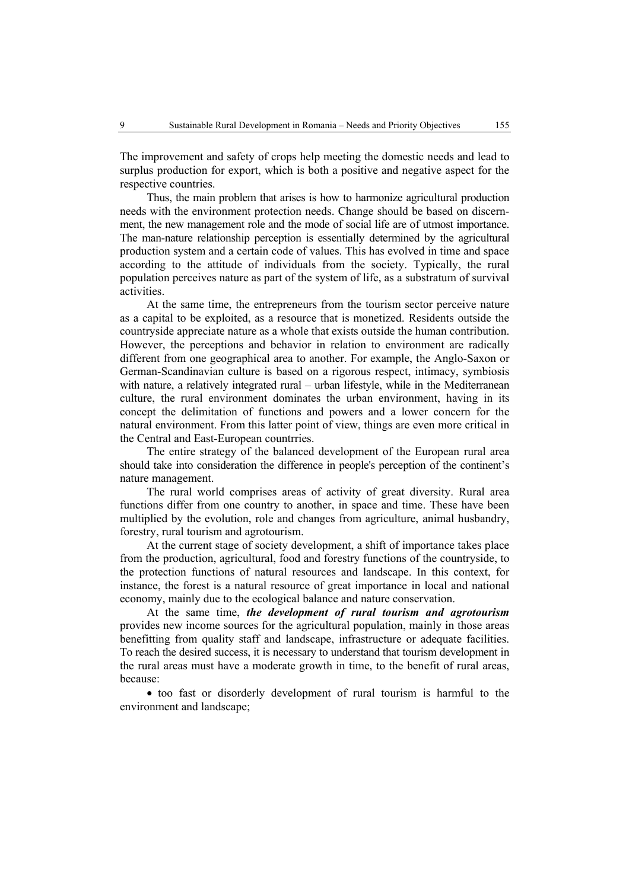The improvement and safety of crops help meeting the domestic needs and lead to surplus production for export, which is both a positive and negative aspect for the respective countries.

Thus, the main problem that arises is how to harmonize agricultural production needs with the environment protection needs. Change should be based on discernment, the new management role and the mode of social life are of utmost importance. The man-nature relationship perception is essentially determined by the agricultural production system and a certain code of values. This has evolved in time and space according to the attitude of individuals from the society. Typically, the rural population perceives nature as part of the system of life, as a substratum of survival activities.

At the same time, the entrepreneurs from the tourism sector perceive nature as a capital to be exploited, as a resource that is monetized. Residents outside the countryside appreciate nature as a whole that exists outside the human contribution. However, the perceptions and behavior in relation to environment are radically different from one geographical area to another. For example, the Anglo-Saxon or German-Scandinavian culture is based on a rigorous respect, intimacy, symbiosis with nature, a relatively integrated rural – urban lifestyle, while in the Mediterranean culture, the rural environment dominates the urban environment, having in its concept the delimitation of functions and powers and a lower concern for the natural environment. From this latter point of view, things are even more critical in the Central and East-European countrries.

The entire strategy of the balanced development of the European rural area should take into consideration the difference in people's perception of the continent's nature management.

The rural world comprises areas of activity of great diversity. Rural area functions differ from one country to another, in space and time. These have been multiplied by the evolution, role and changes from agriculture, animal husbandry, forestry, rural tourism and agrotourism.

At the current stage of society development, a shift of importance takes place from the production, agricultural, food and forestry functions of the countryside, to the protection functions of natural resources and landscape. In this context, for instance, the forest is a natural resource of great importance in local and national economy, mainly due to the ecological balance and nature conservation.

At the same time, ***the development of rural tourism and agrotourism*** provides new income sources for the agricultural population, mainly in those areas benefitting from quality staff and landscape, infrastructure or adequate facilities. To reach the desired success, it is necessary to understand that tourism development in the rural areas must have a moderate growth in time, to the benefit of rural areas, because:

- too fast or disorderly development of rural tourism is harmful to the environment and landscape;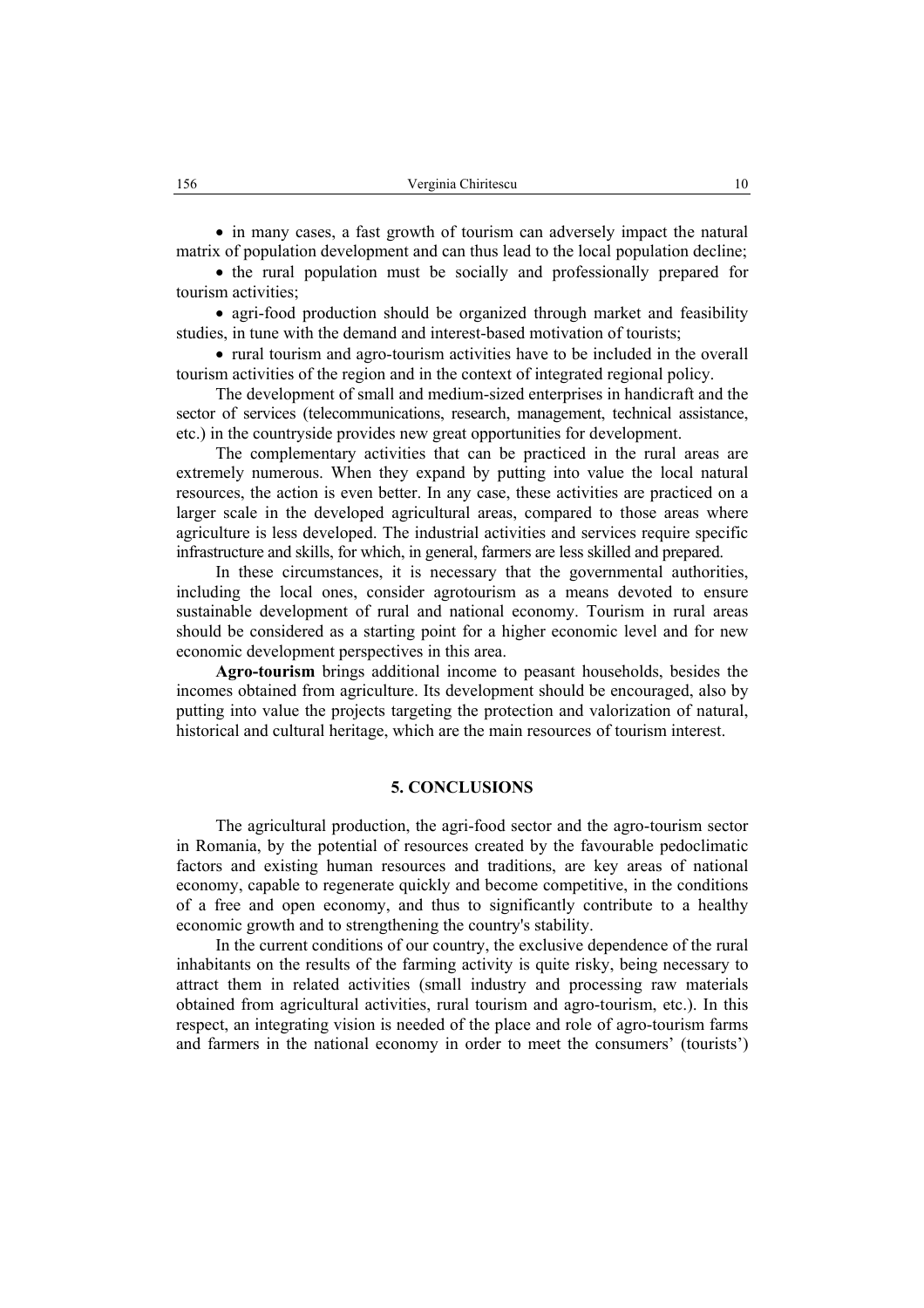- in many cases, a fast growth of tourism can adversely impact the natural matrix of population development and can thus lead to the local population decline;
- the rural population must be socially and professionally prepared for tourism activities;
- agri-food production should be organized through market and feasibility studies, in tune with the demand and interest-based motivation of tourists;
- rural tourism and agro-tourism activities have to be included in the overall tourism activities of the region and in the context of integrated regional policy.

The development of small and medium-sized enterprises in handicraft and the sector of services (telecommunications, research, management, technical assistance, etc.) in the countryside provides new great opportunities for development.

The complementary activities that can be practiced in the rural areas are extremely numerous. When they expand by putting into value the local natural resources, the action is even better. In any case, these activities are practiced on a larger scale in the developed agricultural areas, compared to those areas where agriculture is less developed. The industrial activities and services require specific infrastructure and skills, for which, in general, farmers are less skilled and prepared.

In these circumstances, it is necessary that the governmental authorities, including the local ones, consider agrotourism as a means devoted to ensure sustainable development of rural and national economy. Tourism in rural areas should be considered as a starting point for a higher economic level and for new economic development perspectives in this area.

**Agro-tourism** brings additional income to peasant households, besides the incomes obtained from agriculture. Its development should be encouraged, also by putting into value the projects targeting the protection and valorization of natural, historical and cultural heritage, which are the main resources of tourism interest.

## 5. CONCLUSIONS

The agricultural production, the agri-food sector and the agro-tourism sector in Romania, by the potential of resources created by the favourable pedoclimatic factors and existing human resources and traditions, are key areas of national economy, capable to regenerate quickly and become competitive, in the conditions of a free and open economy, and thus to significantly contribute to a healthy economic growth and to strengthening the country's stability.

In the current conditions of our country, the exclusive dependence of the rural inhabitants on the results of the farming activity is quite risky, being necessary to attract them in related activities (small industry and processing raw materials obtained from agricultural activities, rural tourism and agro-tourism, etc.). In this respect, an integrating vision is needed of the place and role of agro-tourism farms and farmers in the national economy in order to meet the consumers' (tourists')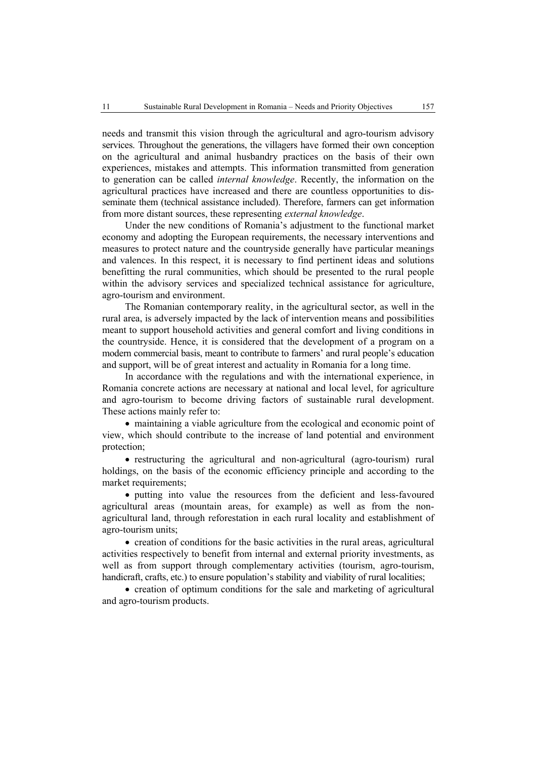needs and transmit this vision through the agricultural and agro-tourism advisory services. Throughout the generations, the villagers have formed their own conception on the agricultural and animal husbandry practices on the basis of their own experiences, mistakes and attempts. This information transmitted from generation to generation can be called *internal knowledge*. Recently, the information on the agricultural practices have increased and there are countless opportunities to disseminate them (technical assistance included). Therefore, farmers can get information from more distant sources, these representing *external knowledge*.

Under the new conditions of Romania's adjustment to the functional market economy and adopting the European requirements, the necessary interventions and measures to protect nature and the countryside generally have particular meanings and valences. In this respect, it is necessary to find pertinent ideas and solutions benefitting the rural communities, which should be presented to the rural people within the advisory services and specialized technical assistance for agriculture, agro-tourism and environment.

The Romanian contemporary reality, in the agricultural sector, as well in the rural area, is adversely impacted by the lack of intervention means and possibilities meant to support household activities and general comfort and living conditions in the countryside. Hence, it is considered that the development of a program on a modern commercial basis, meant to contribute to farmers' and rural people's education and support, will be of great interest and actuality in Romania for a long time.

In accordance with the regulations and with the international experience, in Romania concrete actions are necessary at national and local level, for agriculture and agro-tourism to become driving factors of sustainable rural development. These actions mainly refer to:

- maintaining a viable agriculture from the ecological and economic point of view, which should contribute to the increase of land potential and environment protection;
- restructuring the agricultural and non-agricultural (agro-tourism) rural holdings, on the basis of the economic efficiency principle and according to the market requirements;
- putting into value the resources from the deficient and less-favoured agricultural areas (mountain areas, for example) as well as from the non-agricultural land, through reforestation in each rural locality and establishment of agro-tourism units;
- creation of conditions for the basic activities in the rural areas, agricultural activities respectively to benefit from internal and external priority investments, as well as from support through complementary activities (tourism, agro-tourism, handicraft, crafts, etc.) to ensure population's stability and viability of rural localities;
- creation of optimum conditions for the sale and marketing of agricultural and agro-tourism products.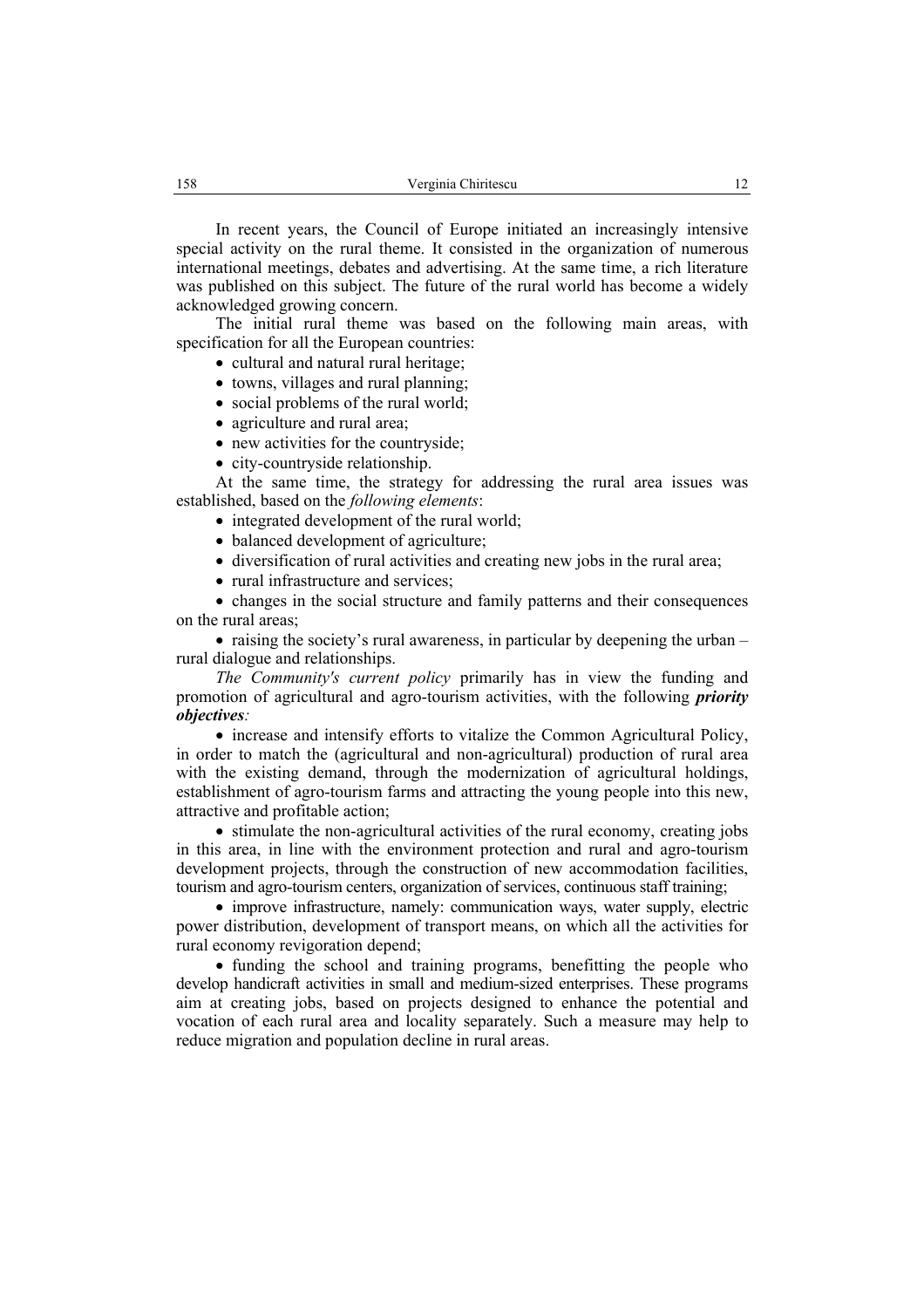In recent years, the Council of Europe initiated an increasingly intensive special activity on the rural theme. It consisted in the organization of numerous international meetings, debates and advertising. At the same time, a rich literature was published on this subject. The future of the rural world has become a widely acknowledged growing concern.

The initial rural theme was based on the following main areas, with specification for all the European countries:

- cultural and natural rural heritage;
- towns, villages and rural planning;
- social problems of the rural world;
- agriculture and rural area;
- new activities for the countryside;
- city-countryside relationship.

At the same time, the strategy for addressing the rural area issues was established, based on the *following elements*:

- integrated development of the rural world;
- balanced development of agriculture;
- diversification of rural activities and creating new jobs in the rural area;
- rural infrastructure and services;
- changes in the social structure and family patterns and their consequences on the rural areas;
- raising the society's rural awareness, in particular by deepening the urban – rural dialogue and relationships.

*The Community's current policy* primarily has in view the funding and promotion of agricultural and agro-tourism activities, with the following ***priority objectives****:*

- increase and intensify efforts to vitalize the Common Agricultural Policy, in order to match the (agricultural and non-agricultural) production of rural area with the existing demand, through the modernization of agricultural holdings, establishment of agro-tourism farms and attracting the young people into this new, attractive and profitable action;
- stimulate the non-agricultural activities of the rural economy, creating jobs in this area, in line with the environment protection and rural and agro-tourism development projects, through the construction of new accommodation facilities, tourism and agro-tourism centers, organization of services, continuous staff training;
- improve infrastructure, namely: communication ways, water supply, electric power distribution, development of transport means, on which all the activities for rural economy revigoration depend;
- funding the school and training programs, benefitting the people who develop handicraft activities in small and medium-sized enterprises. These programs aim at creating jobs, based on projects designed to enhance the potential and vocation of each rural area and locality separately. Such a measure may help to reduce migration and population decline in rural areas.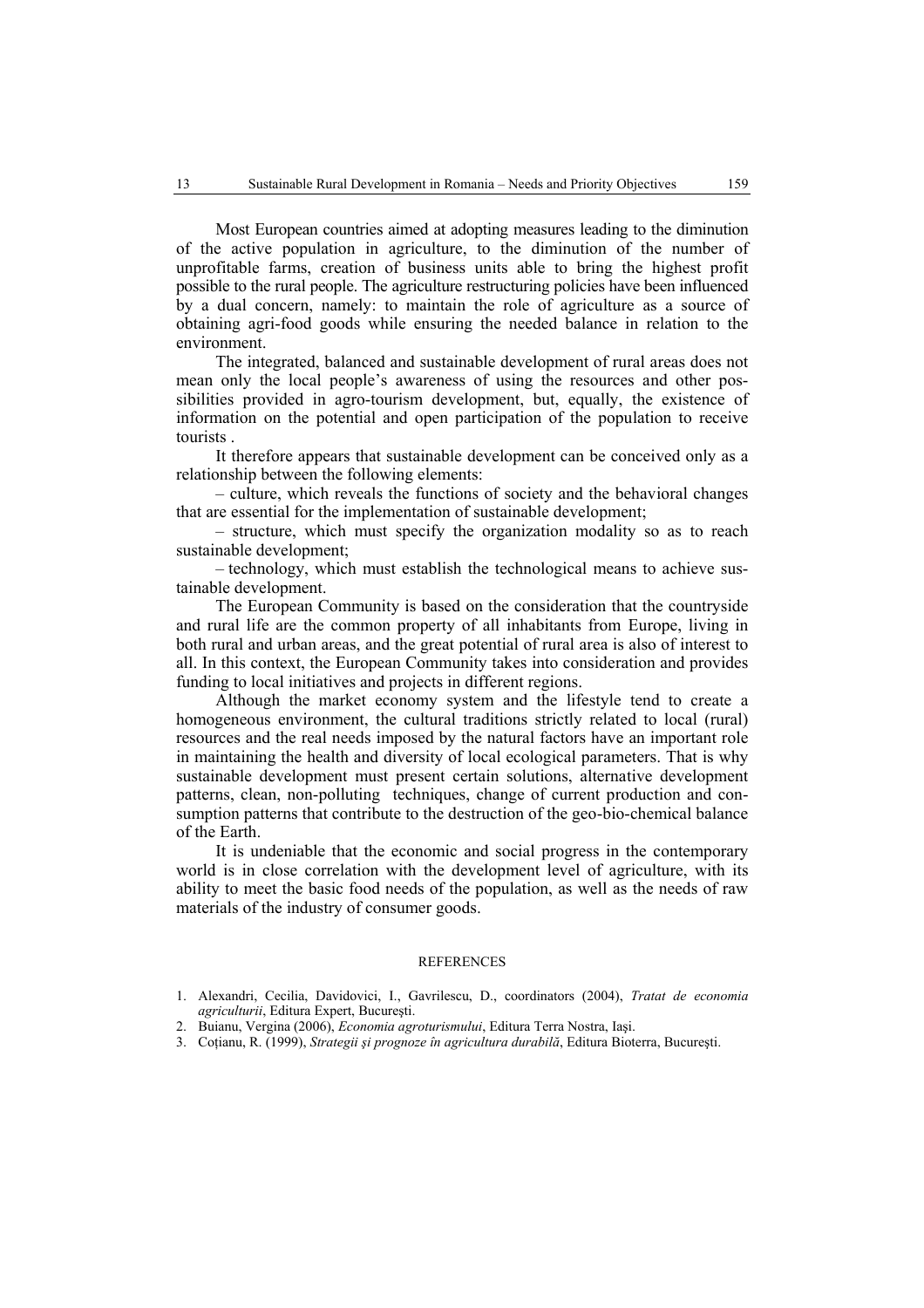Most European countries aimed at adopting measures leading to the diminution of the active population in agriculture, to the diminution of the number of unprofitable farms, creation of business units able to bring the highest profit possible to the rural people. The agriculture restructuring policies have been influenced by a dual concern, namely: to maintain the role of agriculture as a source of obtaining agri-food goods while ensuring the needed balance in relation to the environment.

The integrated, balanced and sustainable development of rural areas does not mean only the local people's awareness of using the resources and other possibilities provided in agro-tourism development, but, equally, the existence of information on the potential and open participation of the population to receive tourists .

It therefore appears that sustainable development can be conceived only as a relationship between the following elements:

– culture, which reveals the functions of society and the behavioral changes that are essential for the implementation of sustainable development;

– structure, which must specify the organization modality so as to reach sustainable development;

– technology, which must establish the technological means to achieve sustainable development.

The European Community is based on the consideration that the countryside and rural life are the common property of all inhabitants from Europe, living in both rural and urban areas, and the great potential of rural area is also of interest to all. In this context, the European Community takes into consideration and provides funding to local initiatives and projects in different regions.

Although the market economy system and the lifestyle tend to create a homogeneous environment, the cultural traditions strictly related to local (rural) resources and the real needs imposed by the natural factors have an important role in maintaining the health and diversity of local ecological parameters. That is why sustainable development must present certain solutions, alternative development patterns, clean, non-polluting techniques, change of current production and consumption patterns that contribute to the destruction of the geo-bio-chemical balance of the Earth.

It is undeniable that the economic and social progress in the contemporary world is in close correlation with the development level of agriculture, with its ability to meet the basic food needs of the population, as well as the needs of raw materials of the industry of consumer goods.

## REFERENCES

1. Alexandri, Cecilia, Davidovici, I., Gavrilescu, D., coordinators (2004), *Tratat de economia agriculturii*, Editura Expert, Bucureşti.
2. Buianu, Vergina (2006), *Economia agroturismului*, Editura Terra Nostra, Iaşi.
3. Coţianu, R. (1999), *Strategii şi prognoze în agricultura durabilă*, Editura Bioterra, Bucureşti.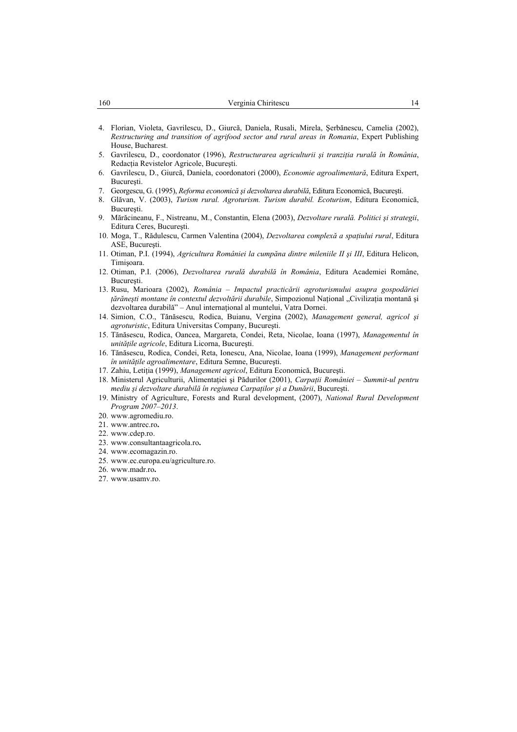4. Florian, Violeta, Gavrilescu, D., Giurcă, Daniela, Rusali, Mirela, Şerbănescu, Camelia (2002), *Restructuring and transition of agrifood sector and rural areas in Romania*, Expert Publishing House, Bucharest.
5. Gavrilescu, D., coordonator (1996), *Restructurarea agriculturii şi tranziţia rurală în România*, Redacţia Revistelor Agricole, Bucureşti.
6. Gavrilescu, D., Giurcă, Daniela, coordonatori (2000), *Economie agroalimentară*, Editura Expert, Bucureşti.
7. Georgescu, G. (1995), *Reforma economică şi dezvoltarea durabilă*, Editura Economică, Bucureşti.
8. Glăvan, V. (2003), *Turism rural. Agroturism. Turism durabil. Ecoturism*, Editura Economică, Bucureşti.
9. Mărăcineanu, F., Nistreanu, M., Constantin, Elena (2003), *Dezvoltare rurală. Politici şi strategii*, Editura Ceres, Bucureşti.
10. Moga, T., Rădulescu, Carmen Valentina (2004), *Dezvoltarea complexă a spaţiului rural*, Editura ASE, Bucureşti.
11. Otiman, P.I. (1994), *Agricultura României la cumpăna dintre mileniile II şi III*, Editura Helicon, Timişoara.
12. Otiman, P.I. (2006), *Dezvoltarea rurală durabilă în România*, Editura Academiei Române, Bucureşti.
13. Rusu, Marioara (2002), *România – Impactul practicării agroturismului asupra gospodăriei ţărăneşti montane în contextul dezvoltării durabile*, Simpozionul Naţional „Civilizaţia montană şi dezvoltarea durabilă" – Anul internaţional al muntelui, Vatra Dornei.
14. Simion, C.O., Tănăsescu, Rodica, Buianu, Vergina (2002), *Management general, agricol şi agroturistic*, Editura Universitas Company, Bucureşti.
15. Tănăsescu, Rodica, Oancea, Margareta, Condei, Reta, Nicolae, Ioana (1997), *Managementul în unităţile agricole*, Editura Licorna, Bucureşti.
16. Tănăsescu, Rodica, Condei, Reta, Ionescu, Ana, Nicolae, Ioana (1999), *Management performant în unităţile agroalimentare*, Editura Semne, Bucureşti.
17. Zahiu, Letiţia (1999), *Management agricol*, Editura Economică, Bucureşti.
18. Ministerul Agriculturii, Alimentaţiei şi Pădurilor (2001), *Carpaţii României – Summit-ul pentru mediu şi dezvoltare durabilă în regiunea Carpaţilor şi a Dunării*, Bucureşti.
19. Ministry of Agriculture, Forests and Rural development, (2007), *National Rural Development Program 2007–2013.*
20. www.agromediu.ro.
21. www.antrec.ro**.**
22. www.cdep.ro.
23. www.consultantaagricola.ro**.**
24. www.ecomagazin.ro.
25. www.ec.europa.eu/agriculture.ro.
26. www.madr.ro**.**
27. www.usamv.ro.